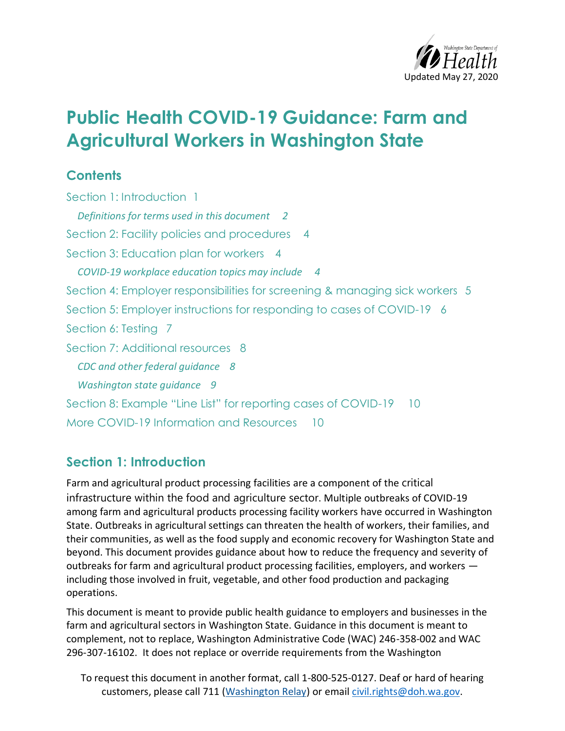Updated May 27, 2020

# Public Health COVID-19 Guidance: Farm and Agricultural Workers in Washington State

## Contents

Section 1: Introduction 1

*Definitions for terms used in this document 2*

Section 2: Facility policies and procedures 4

Section 3: Education plan for workers 4

*COVID-19 workplace education topics may include 4*

Section 4: Employer responsibilities for screening & managing sick workers 5

Section 5: Employer instructions for responding to cases of COVID-19 6

Section 6: Testing 7

Section 7: Additional resources 8

*CDC and other federal guidance 8*

*Washington state guidance 9*

Section 8: Example "Line List" for reporting cases of COVID-19 10

More COVID-19 Information and Resources 10

## Section 1: Introduction

Farm and agricultural product processing facilities are a component of the critical infrastructure within the food and agriculture sector. Multiple outbreaks of COVID-19 among farm and agricultural products processing facility workers have occurred in Washington State. Outbreaks in agricultural settings can threaten the health of workers, their families, and their communities, as well as the food supply and economic recovery for Washington State and beyond. This document provides guidance about how to reduce the frequency and severity of outbreaks for farm and agricultural product processing facilities, employers, and workers — including those involved in fruit, vegetable, and other food production and packaging operations.

This document is meant to provide public health guidance to employers and businesses in the farm and agricultural sectors in Washington State. Guidance in this document is meant to complement, not to replace, Washington Administrative Code (WAC) 246-358-002 and WAC 296-307-16102. It does not replace or override requirements from the Washington

To request this document in another format, call 1-800-525-0127. Deaf or hard of hearing customers, please call 711 (Washington Relay) or email civil.rights@doh.wa.gov.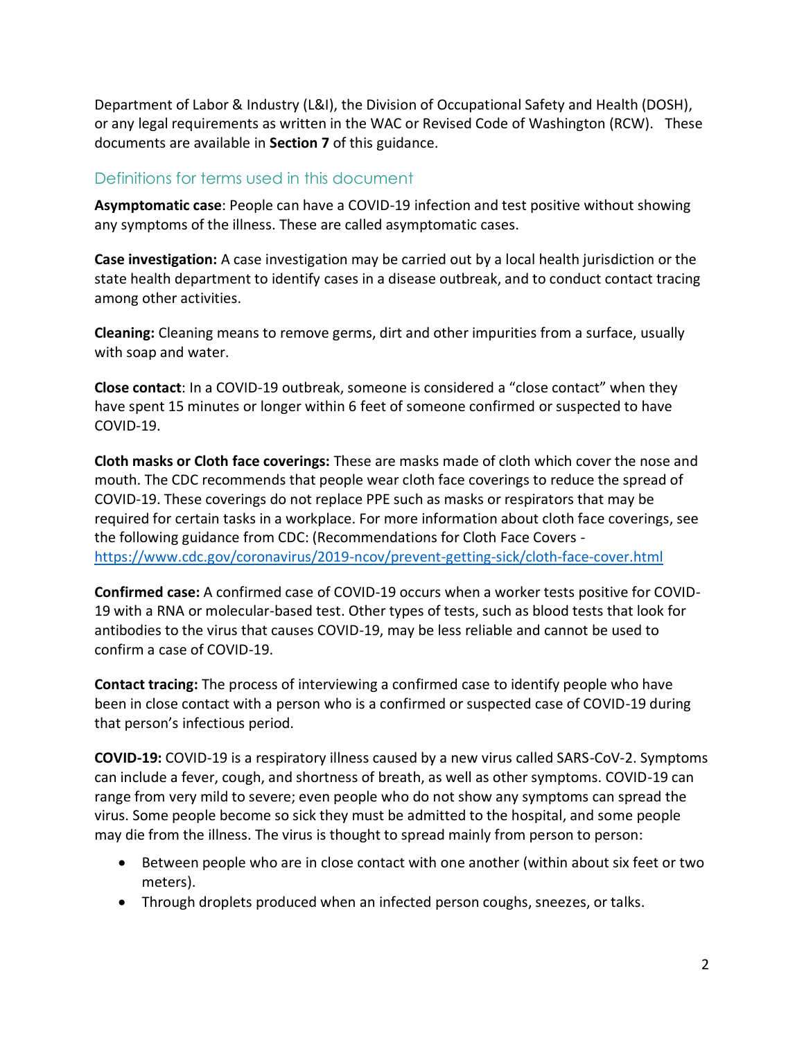Department of Labor & Industry (L&I), the Division of Occupational Safety and Health (DOSH), or any legal requirements as written in the WAC or Revised Code of Washington (RCW). These documents are available in **Section 7** of this guidance.

## Definitions for terms used in this document

**Asymptomatic case**: People can have a COVID-19 infection and test positive without showing any symptoms of the illness. These are called asymptomatic cases.

**Case investigation:** A case investigation may be carried out by a local health jurisdiction or the state health department to identify cases in a disease outbreak, and to conduct contact tracing among other activities.

**Cleaning:** Cleaning means to remove germs, dirt and other impurities from a surface, usually with soap and water.

**Close contact**: In a COVID-19 outbreak, someone is considered a "close contact" when they have spent 15 minutes or longer within 6 feet of someone confirmed or suspected to have COVID-19.

**Cloth masks or Cloth face coverings:** These are masks made of cloth which cover the nose and mouth. The CDC recommends that people wear cloth face coverings to reduce the spread of COVID-19. These coverings do not replace PPE such as masks or respirators that may be required for certain tasks in a workplace. For more information about cloth face coverings, see the following guidance from CDC: (Recommendations for Cloth Face Covers - https://www.cdc.gov/coronavirus/2019-ncov/prevent-getting-sick/cloth-face-cover.html

**Confirmed case:** A confirmed case of COVID-19 occurs when a worker tests positive for COVID-19 with a RNA or molecular-based test. Other types of tests, such as blood tests that look for antibodies to the virus that causes COVID-19, may be less reliable and cannot be used to confirm a case of COVID-19.

**Contact tracing:** The process of interviewing a confirmed case to identify people who have been in close contact with a person who is a confirmed or suspected case of COVID-19 during that person's infectious period.

**COVID-19:** COVID-19 is a respiratory illness caused by a new virus called SARS-CoV-2. Symptoms can include a fever, cough, and shortness of breath, as well as other symptoms. COVID-19 can range from very mild to severe; even people who do not show any symptoms can spread the virus. Some people become so sick they must be admitted to the hospital, and some people may die from the illness. The virus is thought to spread mainly from person to person:

- Between people who are in close contact with one another (within about six feet or two meters).
- Through droplets produced when an infected person coughs, sneezes, or talks.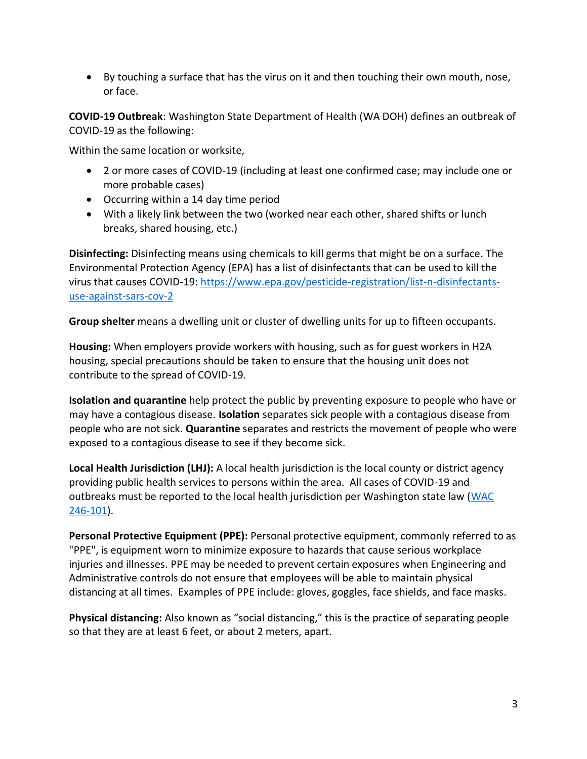- By touching a surface that has the virus on it and then touching their own mouth, nose, or face.

**COVID-19 Outbreak**: Washington State Department of Health (WA DOH) defines an outbreak of COVID-19 as the following:

Within the same location or worksite,

- 2 or more cases of COVID-19 (including at least one confirmed case; may include one or more probable cases)
- Occurring within a 14 day time period
- With a likely link between the two (worked near each other, shared shifts or lunch breaks, shared housing, etc.)

**Disinfecting:** Disinfecting means using chemicals to kill germs that might be on a surface. The Environmental Protection Agency (EPA) has a list of disinfectants that can be used to kill the virus that causes COVID-19: [https://www.epa.gov/pesticide-registration/list-n-disinfectants-use-against-sars-cov-2](https://www.epa.gov/pesticide-registration/list-n-disinfectants-use-against-sars-cov-2)

**Group shelter** means a dwelling unit or cluster of dwelling units for up to fifteen occupants.

**Housing:** When employers provide workers with housing, such as for guest workers in H2A housing, special precautions should be taken to ensure that the housing unit does not contribute to the spread of COVID-19.

**Isolation and quarantine** help protect the public by preventing exposure to people who have or may have a contagious disease. **Isolation** separates sick people with a contagious disease from people who are not sick. **Quarantine** separates and restricts the movement of people who were exposed to a contagious disease to see if they become sick.

**Local Health Jurisdiction (LHJ):** A local health jurisdiction is the local county or district agency providing public health services to persons within the area. All cases of COVID-19 and outbreaks must be reported to the local health jurisdiction per Washington state law (WAC 246-101).

**Personal Protective Equipment (PPE):** Personal protective equipment, commonly referred to as "PPE", is equipment worn to minimize exposure to hazards that cause serious workplace injuries and illnesses. PPE may be needed to prevent certain exposures when Engineering and Administrative controls do not ensure that employees will be able to maintain physical distancing at all times. Examples of PPE include: gloves, goggles, face shields, and face masks.

**Physical distancing:** Also known as "social distancing," this is the practice of separating people so that they are at least 6 feet, or about 2 meters, apart.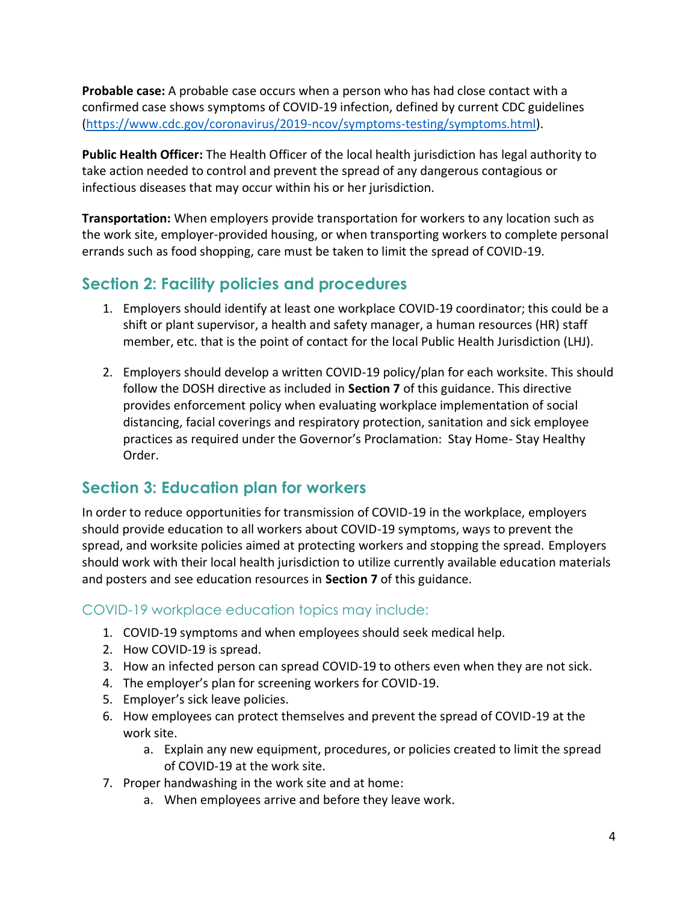**Probable case:** A probable case occurs when a person who has had close contact with a confirmed case shows symptoms of COVID-19 infection, defined by current CDC guidelines (https://www.cdc.gov/coronavirus/2019-ncov/symptoms-testing/symptoms.html).

**Public Health Officer:** The Health Officer of the local health jurisdiction has legal authority to take action needed to control and prevent the spread of any dangerous contagious or infectious diseases that may occur within his or her jurisdiction.

**Transportation:** When employers provide transportation for workers to any location such as the work site, employer-provided housing, or when transporting workers to complete personal errands such as food shopping, care must be taken to limit the spread of COVID-19.

## Section 2: Facility policies and procedures

1. Employers should identify at least one workplace COVID-19 coordinator; this could be a shift or plant supervisor, a health and safety manager, a human resources (HR) staff member, etc. that is the point of contact for the local Public Health Jurisdiction (LHJ).

2. Employers should develop a written COVID-19 policy/plan for each worksite. This should follow the DOSH directive as included in **Section 7** of this guidance. This directive provides enforcement policy when evaluating workplace implementation of social distancing, facial coverings and respiratory protection, sanitation and sick employee practices as required under the Governor's Proclamation: Stay Home- Stay Healthy Order.

## Section 3: Education plan for workers

In order to reduce opportunities for transmission of COVID-19 in the workplace, employers should provide education to all workers about COVID-19 symptoms, ways to prevent the spread, and worksite policies aimed at protecting workers and stopping the spread. Employers should work with their local health jurisdiction to utilize currently available education materials and posters and see education resources in **Section 7** of this guidance.

### COVID-19 workplace education topics may include:

1. COVID-19 symptoms and when employees should seek medical help.
2. How COVID-19 is spread.
3. How an infected person can spread COVID-19 to others even when they are not sick.
4. The employer's plan for screening workers for COVID-19.
5. Employer's sick leave policies.
6. How employees can protect themselves and prevent the spread of COVID-19 at the work site.
    a. Explain any new equipment, procedures, or policies created to limit the spread of COVID-19 at the work site.
7. Proper handwashing in the work site and at home:
    a. When employees arrive and before they leave work.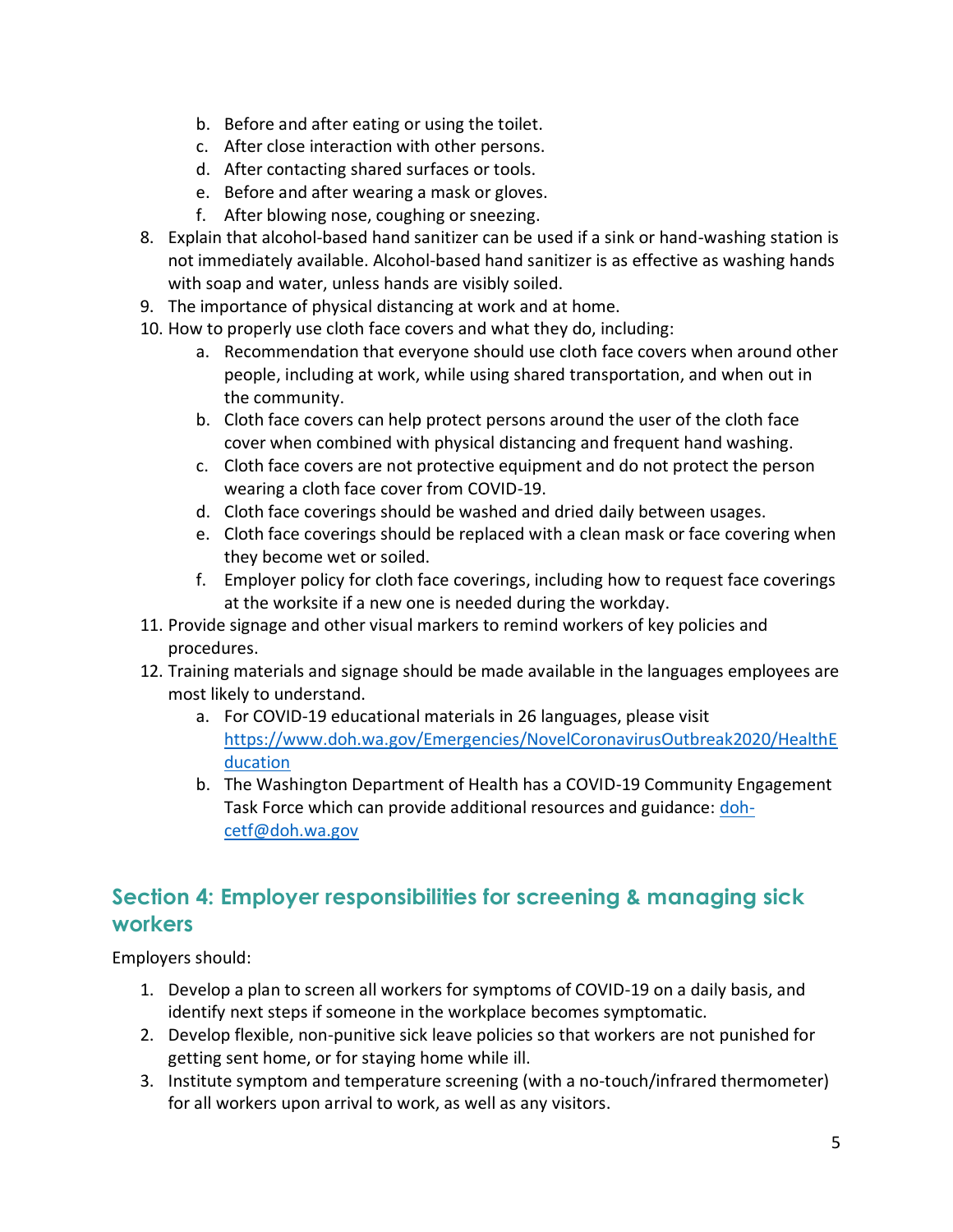b. Before and after eating or using the toilet.
   c. After close interaction with other persons.
   d. After contacting shared surfaces or tools.
   e. Before and after wearing a mask or gloves.
   f. After blowing nose, coughing or sneezing.

8. Explain that alcohol-based hand sanitizer can be used if a sink or hand-washing station is not immediately available. Alcohol-based hand sanitizer is as effective as washing hands with soap and water, unless hands are visibly soiled.
9. The importance of physical distancing at work and at home.
10. How to properly use cloth face covers and what they do, including:
    a. Recommendation that everyone should use cloth face covers when around other people, including at work, while using shared transportation, and when out in the community.
    b. Cloth face covers can help protect persons around the user of the cloth face cover when combined with physical distancing and frequent hand washing.
    c. Cloth face covers are not protective equipment and do not protect the person wearing a cloth face cover from COVID-19.
    d. Cloth face coverings should be washed and dried daily between usages.
    e. Cloth face coverings should be replaced with a clean mask or face covering when they become wet or soiled.
    f. Employer policy for cloth face coverings, including how to request face coverings at the worksite if a new one is needed during the workday.
11. Provide signage and other visual markers to remind workers of key policies and procedures.
12. Training materials and signage should be made available in the languages employees are most likely to understand.
    a. For COVID-19 educational materials in 26 languages, please visit [https://www.doh.wa.gov/Emergencies/NovelCoronavirusOutbreak2020/HealthEducation](https://www.doh.wa.gov/Emergencies/NovelCoronavirusOutbreak2020/HealthEducation)
    b. The Washington Department of Health has a COVID-19 Community Engagement Task Force which can provide additional resources and guidance: [doh-cetf@doh.wa.gov](mailto:doh-cetf@doh.wa.gov)

## Section 4: Employer responsibilities for screening & managing sick workers

Employers should:

1. Develop a plan to screen all workers for symptoms of COVID-19 on a daily basis, and identify next steps if someone in the workplace becomes symptomatic.
2. Develop flexible, non-punitive sick leave policies so that workers are not punished for getting sent home, or for staying home while ill.
3. Institute symptom and temperature screening (with a no-touch/infrared thermometer) for all workers upon arrival to work, as well as any visitors.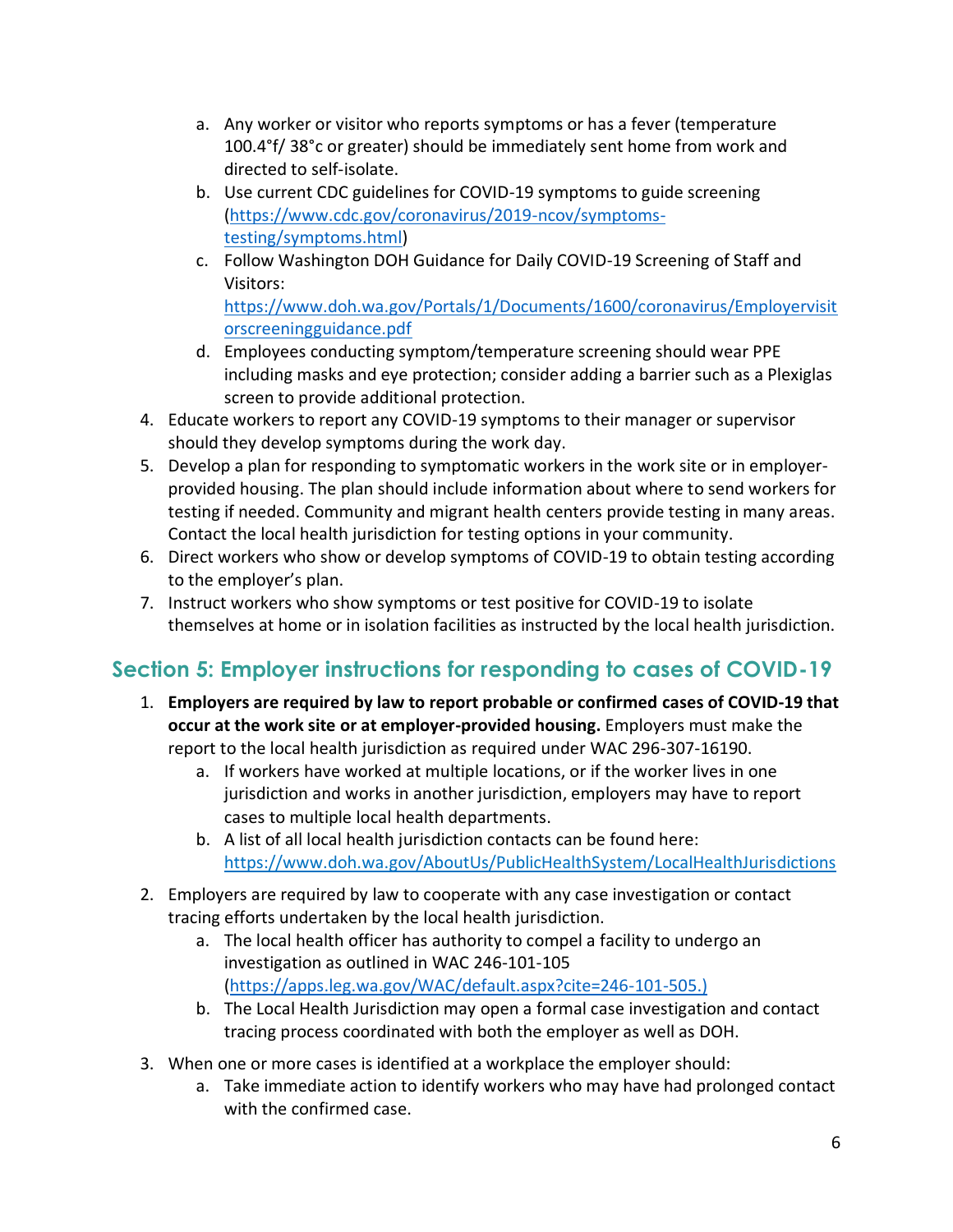a. Any worker or visitor who reports symptoms or has a fever (temperature 100.4°f/ 38°c or greater) should be immediately sent home from work and directed to self-isolate.
   b. Use current CDC guidelines for COVID-19 symptoms to guide screening (https://www.cdc.gov/coronavirus/2019-ncov/symptoms-testing/symptoms.html)
   c. Follow Washington DOH Guidance for Daily COVID-19 Screening of Staff and Visitors: https://www.doh.wa.gov/Portals/1/Documents/1600/coronavirus/Employervisitorscreeningguidance.pdf
   d. Employees conducting symptom/temperature screening should wear PPE including masks and eye protection; consider adding a barrier such as a Plexiglas screen to provide additional protection.

4. Educate workers to report any COVID-19 symptoms to their manager or supervisor should they develop symptoms during the work day.
5. Develop a plan for responding to symptomatic workers in the work site or in employer-provided housing. The plan should include information about where to send workers for testing if needed. Community and migrant health centers provide testing in many areas. Contact the local health jurisdiction for testing options in your community.
6. Direct workers who show or develop symptoms of COVID-19 to obtain testing according to the employer's plan.
7. Instruct workers who show symptoms or test positive for COVID-19 to isolate themselves at home or in isolation facilities as instructed by the local health jurisdiction.

## Section 5: Employer instructions for responding to cases of COVID-19

1. **Employers are required by law to report probable or confirmed cases of COVID-19 that occur at the work site or at employer-provided housing.** Employers must make the report to the local health jurisdiction as required under WAC 296-307-16190.
   a. If workers have worked at multiple locations, or if the worker lives in one jurisdiction and works in another jurisdiction, employers may have to report cases to multiple local health departments.
   b. A list of all local health jurisdiction contacts can be found here: https://www.doh.wa.gov/AboutUs/PublicHealthSystem/LocalHealthJurisdictions
2. Employers are required by law to cooperate with any case investigation or contact tracing efforts undertaken by the local health jurisdiction.
   a. The local health officer has authority to compel a facility to undergo an investigation as outlined in WAC 246-101-105 (https://apps.leg.wa.gov/WAC/default.aspx?cite=246-101-505.)
   b. The Local Health Jurisdiction may open a formal case investigation and contact tracing process coordinated with both the employer as well as DOH.
3. When one or more cases is identified at a workplace the employer should:
   a. Take immediate action to identify workers who may have had prolonged contact with the confirmed case.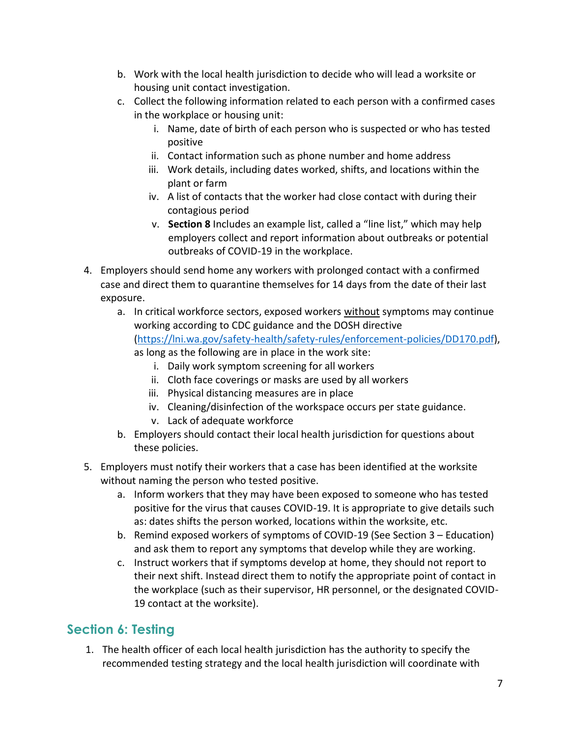b. Work with the local health jurisdiction to decide who will lead a worksite or housing unit contact investigation.
   c. Collect the following information related to each person with a confirmed cases in the workplace or housing unit:
      i. Name, date of birth of each person who is suspected or who has tested positive
      ii. Contact information such as phone number and home address
      iii. Work details, including dates worked, shifts, and locations within the plant or farm
      iv. A list of contacts that the worker had close contact with during their contagious period
      v. **Section 8** Includes an example list, called a "line list," which may help employers collect and report information about outbreaks or potential outbreaks of COVID-19 in the workplace.

4. Employers should send home any workers with prolonged contact with a confirmed case and direct them to quarantine themselves for 14 days from the date of their last exposure.
   a. In critical workforce sectors, exposed workers <u>without</u> symptoms may continue working according to CDC guidance and the DOSH directive (https://lni.wa.gov/safety-health/safety-rules/enforcement-policies/DD170.pdf), as long as the following are in place in the work site:
      i. Daily work symptom screening for all workers
      ii. Cloth face coverings or masks are used by all workers
      iii. Physical distancing measures are in place
      iv. Cleaning/disinfection of the workspace occurs per state guidance.
      v. Lack of adequate workforce
   b. Employers should contact their local health jurisdiction for questions about these policies.

5. Employers must notify their workers that a case has been identified at the worksite without naming the person who tested positive.
   a. Inform workers that they may have been exposed to someone who has tested positive for the virus that causes COVID-19. It is appropriate to give details such as: dates shifts the person worked, locations within the worksite, etc.
   b. Remind exposed workers of symptoms of COVID-19 (See Section 3 – Education) and ask them to report any symptoms that develop while they are working.
   c. Instruct workers that if symptoms develop at home, they should not report to their next shift. Instead direct them to notify the appropriate point of contact in the workplace (such as their supervisor, HR personnel, or the designated COVID-19 contact at the worksite).

## Section 6: Testing

1. The health officer of each local health jurisdiction has the authority to specify the recommended testing strategy and the local health jurisdiction will coordinate with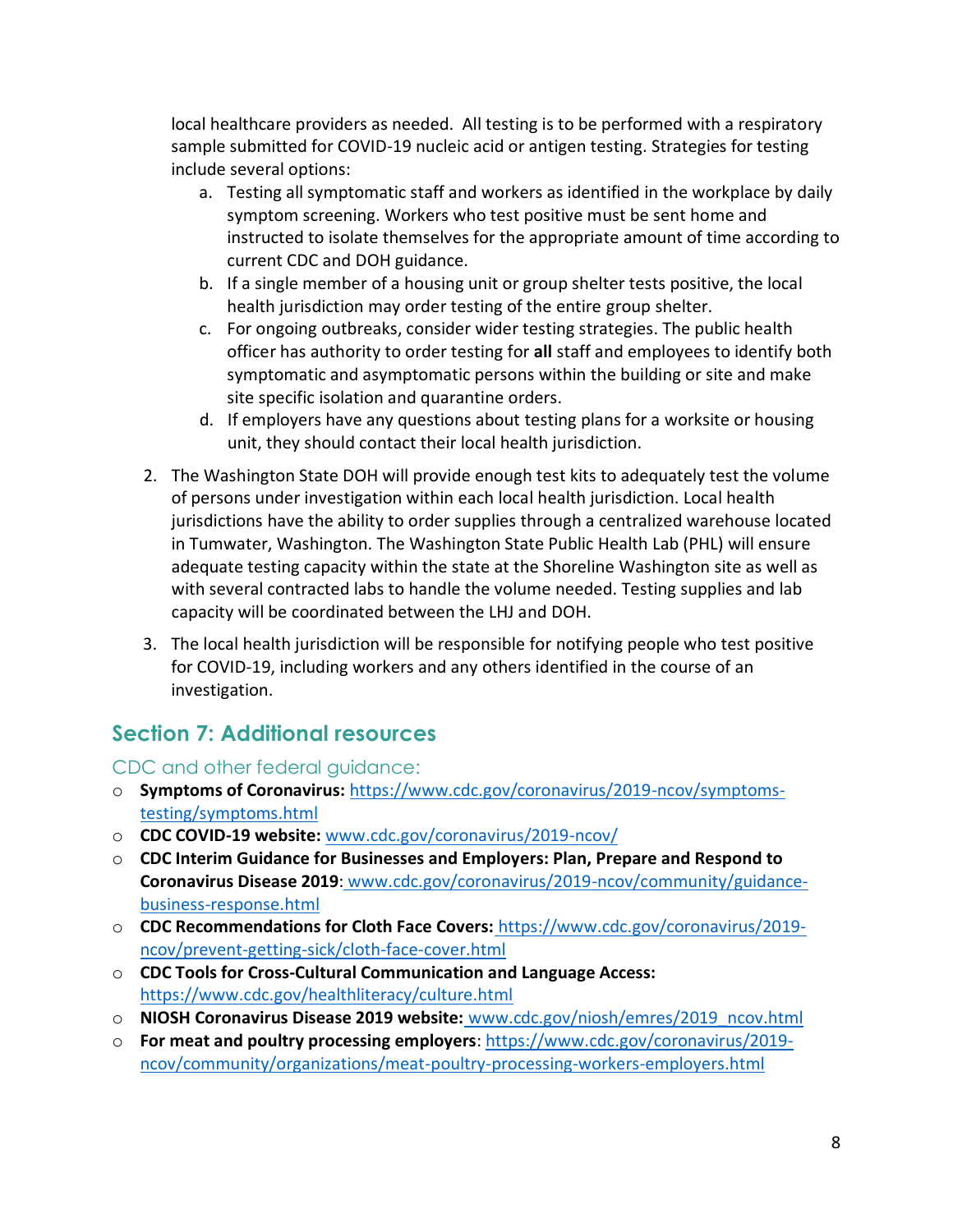local healthcare providers as needed. All testing is to be performed with a respiratory sample submitted for COVID-19 nucleic acid or antigen testing. Strategies for testing include several options:

   a. Testing all symptomatic staff and workers as identified in the workplace by daily symptom screening. Workers who test positive must be sent home and instructed to isolate themselves for the appropriate amount of time according to current CDC and DOH guidance.
   b. If a single member of a housing unit or group shelter tests positive, the local health jurisdiction may order testing of the entire group shelter.
   c. For ongoing outbreaks, consider wider testing strategies. The public health officer has authority to order testing for **all** staff and employees to identify both symptomatic and asymptomatic persons within the building or site and make site specific isolation and quarantine orders.
   d. If employers have any questions about testing plans for a worksite or housing unit, they should contact their local health jurisdiction.

2. The Washington State DOH will provide enough test kits to adequately test the volume of persons under investigation within each local health jurisdiction. Local health jurisdictions have the ability to order supplies through a centralized warehouse located in Tumwater, Washington. The Washington State Public Health Lab (PHL) will ensure adequate testing capacity within the state at the Shoreline Washington site as well as with several contracted labs to handle the volume needed. Testing supplies and lab capacity will be coordinated between the LHJ and DOH.

3. The local health jurisdiction will be responsible for notifying people who test positive for COVID-19, including workers and any others identified in the course of an investigation.

## Section 7: Additional resources

### CDC and other federal guidance:

- **Symptoms of Coronavirus:** https://www.cdc.gov/coronavirus/2019-ncov/symptoms-testing/symptoms.html
- **CDC COVID-19 website:** www.cdc.gov/coronavirus/2019-ncov/
- **CDC Interim Guidance for Businesses and Employers: Plan, Prepare and Respond to Coronavirus Disease 2019**: www.cdc.gov/coronavirus/2019-ncov/community/guidance-business-response.html
- **CDC Recommendations for Cloth Face Covers:** https://www.cdc.gov/coronavirus/2019-ncov/prevent-getting-sick/cloth-face-cover.html
- **CDC Tools for Cross-Cultural Communication and Language Access:** https://www.cdc.gov/healthliteracy/culture.html
- **NIOSH Coronavirus Disease 2019 website:** www.cdc.gov/niosh/emres/2019_ncov.html
- **For meat and poultry processing employers**: https://www.cdc.gov/coronavirus/2019-ncov/community/organizations/meat-poultry-processing-workers-employers.html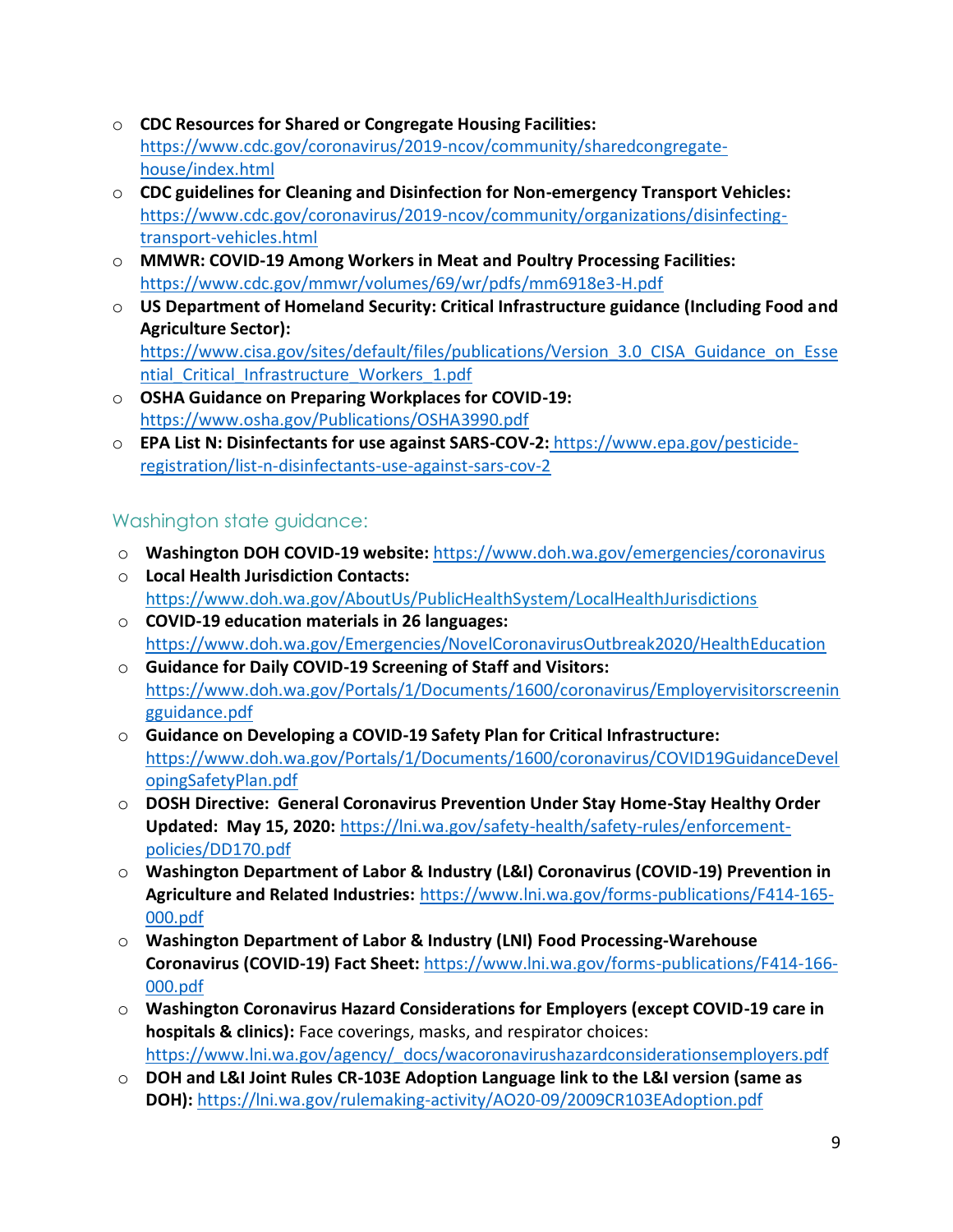- **CDC Resources for Shared or Congregate Housing Facilities:** https://www.cdc.gov/coronavirus/2019-ncov/community/sharedcongregate-house/index.html
- **CDC guidelines for Cleaning and Disinfection for Non-emergency Transport Vehicles:** https://www.cdc.gov/coronavirus/2019-ncov/community/organizations/disinfecting-transport-vehicles.html
- **MMWR: COVID-19 Among Workers in Meat and Poultry Processing Facilities:** https://www.cdc.gov/mmwr/volumes/69/wr/pdfs/mm6918e3-H.pdf
- **US Department of Homeland Security: Critical Infrastructure guidance (Including Food and Agriculture Sector):** https://www.cisa.gov/sites/default/files/publications/Version_3.0_CISA_Guidance_on_Essential_Critical_Infrastructure_Workers_1.pdf
- **OSHA Guidance on Preparing Workplaces for COVID-19:** https://www.osha.gov/Publications/OSHA3990.pdf
- **EPA List N: Disinfectants for use against SARS-COV-2:** https://www.epa.gov/pesticide-registration/list-n-disinfectants-use-against-sars-cov-2

## Washington state guidance:

- **Washington DOH COVID-19 website:** https://www.doh.wa.gov/emergencies/coronavirus
- **Local Health Jurisdiction Contacts:** https://www.doh.wa.gov/AboutUs/PublicHealthSystem/LocalHealthJurisdictions
- **COVID-19 education materials in 26 languages:** https://www.doh.wa.gov/Emergencies/NovelCoronavirusOutbreak2020/HealthEducation
- **Guidance for Daily COVID-19 Screening of Staff and Visitors:** https://www.doh.wa.gov/Portals/1/Documents/1600/coronavirus/Employervisitorscreeningguidance.pdf
- **Guidance on Developing a COVID-19 Safety Plan for Critical Infrastructure:** https://www.doh.wa.gov/Portals/1/Documents/1600/coronavirus/COVID19GuidanceDevelopingSafetyPlan.pdf
- **DOSH Directive: General Coronavirus Prevention Under Stay Home-Stay Healthy Order Updated: May 15, 2020:** https://lni.wa.gov/safety-health/safety-rules/enforcement-policies/DD170.pdf
- **Washington Department of Labor & Industry (L&I) Coronavirus (COVID-19) Prevention in Agriculture and Related Industries:** https://www.lni.wa.gov/forms-publications/F414-165-000.pdf
- **Washington Department of Labor & Industry (LNI) Food Processing-Warehouse Coronavirus (COVID-19) Fact Sheet:** https://www.lni.wa.gov/forms-publications/F414-166-000.pdf
- **Washington Coronavirus Hazard Considerations for Employers (except COVID-19 care in hospitals & clinics):** Face coverings, masks, and respirator choices: https://www.lni.wa.gov/agency/_docs/wacoronavirushazardconsiderationsemployers.pdf
- **DOH and L&I Joint Rules CR-103E Adoption Language link to the L&I version (same as DOH):** https://lni.wa.gov/rulemaking-activity/AO20-09/2009CR103EAdoption.pdf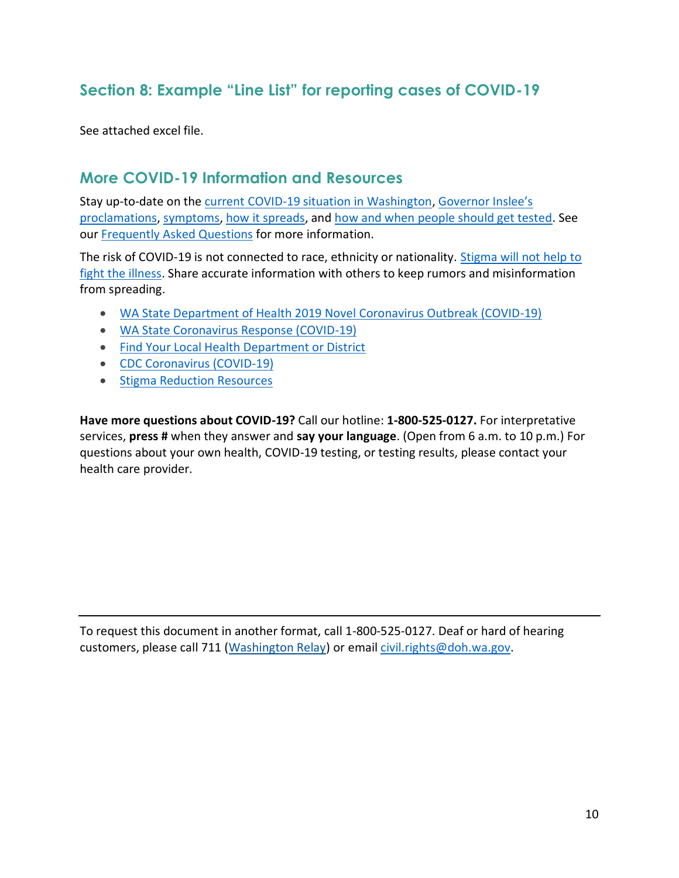## Section 8: Example "Line List" for reporting cases of COVID-19

See attached excel file.

## More COVID-19 Information and Resources

Stay up-to-date on the current COVID-19 situation in Washington, Governor Inslee's proclamations, symptoms, how it spreads, and how and when people should get tested. See our Frequently Asked Questions for more information.

The risk of COVID-19 is not connected to race, ethnicity or nationality. Stigma will not help to fight the illness. Share accurate information with others to keep rumors and misinformation from spreading.

- WA State Department of Health 2019 Novel Coronavirus Outbreak (COVID-19)
- WA State Coronavirus Response (COVID-19)
- Find Your Local Health Department or District
- CDC Coronavirus (COVID-19)
- Stigma Reduction Resources

**Have more questions about COVID-19?** Call our hotline: **1-800-525-0127.** For interpretative services, **press #** when they answer and **say your language**. (Open from 6 a.m. to 10 p.m.) For questions about your own health, COVID-19 testing, or testing results, please contact your health care provider.

---

To request this document in another format, call 1-800-525-0127. Deaf or hard of hearing customers, please call 711 (Washington Relay) or email civil.rights@doh.wa.gov.